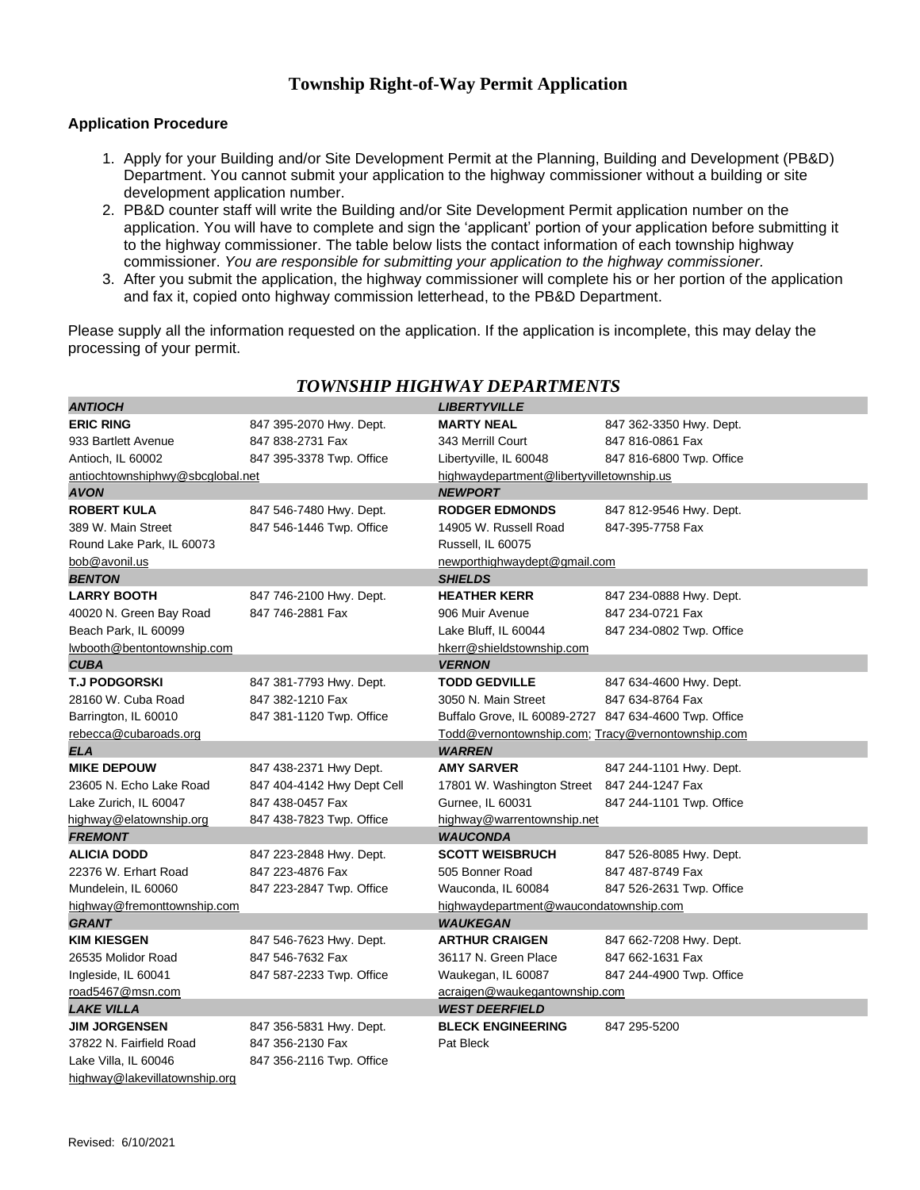# Township Right-of-Way Permit Application

**Application Procedure**

1. Apply for your Building and/or Site Development Permit at the Planning, Building and Development (PB&D) Department. You cannot submit your application to the highway commissioner without a building or site development application number.
2. PB&D counter staff will write the Building and/or Site Development Permit application number on the application. You will have to complete and sign the 'applicant' portion of your application before submitting it to the highway commissioner. The table below lists the contact information of each township highway commissioner. *You are responsible for submitting your application to the highway commissioner.*
3. After you submit the application, the highway commissioner will complete his or her portion of the application and fax it, copied onto highway commission letterhead, to the PB&D Department.

Please supply all the information requested on the application. If the application is incomplete, this may delay the processing of your permit.

## *TOWNSHIP HIGHWAY DEPARTMENTS*

| | | | |
|---|---|---|---|
| ***ANTIOCH*** | | ***LIBERTYVILLE*** | |
| **ERIC RING** | 847 395-2070 Hwy. Dept. | **MARTY NEAL** | 847 362-3350 Hwy. Dept. |
| 933 Bartlett Avenue | 847 838-2731 Fax | 343 Merrill Court | 847 816-0861 Fax |
| Antioch, IL 60002 | 847 395-3378 Twp. Office | Libertyville, IL 60048 | 847 816-6800 Twp. Office |
| antiochtownshiphwy@sbcglobal.net | | highwaydepartment@libertyvilletownship.us | |
| ***AVON*** | | ***NEWPORT*** | |
| **ROBERT KULA** | 847 546-7480 Hwy. Dept. | **RODGER EDMONDS** | 847 812-9546 Hwy. Dept. |
| 389 W. Main Street | 847 546-1446 Twp. Office | 14905 W. Russell Road | 847-395-7758 Fax |
| Round Lake Park, IL 60073 | | Russell, IL 60075 | |
| bob@avonil.us | | newporthighwaydept@gmail.com | |
| ***BENTON*** | | ***SHIELDS*** | |
| **LARRY BOOTH** | 847 746-2100 Hwy. Dept. | **HEATHER KERR** | 847 234-0888 Hwy. Dept. |
| 40020 N. Green Bay Road | 847 746-2881 Fax | 906 Muir Avenue | 847 234-0721 Fax |
| Beach Park, IL 60099 | | Lake Bluff, IL 60044 | 847 234-0802 Twp. Office |
| lwbooth@bentontownship.com | | hkerr@shieldstownship.com | |
| ***CUBA*** | | ***VERNON*** | |
| **T.J PODGORSKI** | 847 381-7793 Hwy. Dept. | **TODD GEDVILLE** | 847 634-4600 Hwy. Dept. |
| 28160 W. Cuba Road | 847 382-1210 Fax | 3050 N. Main Street | 847 634-8764 Fax |
| Barrington, IL 60010 | 847 381-1120 Twp. Office | Buffalo Grove, IL 60089-2727 | 847 634-4600 Twp. Office |
| rebecca@cubaroads.org | | Todd@vernontownship.com; Tracy@vernontownship.com | |
| ***ELA*** | | ***WARREN*** | |
| **MIKE DEPOUW** | 847 438-2371 Hwy Dept. | **AMY SARVER** | 847 244-1101 Hwy. Dept. |
| 23605 N. Echo Lake Road | 847 404-4142 Hwy Dept Cell | 17801 W. Washington Street | 847 244-1247 Fax |
| Lake Zurich, IL 60047 | 847 438-0457 Fax | Gurnee, IL 60031 | 847 244-1101 Twp. Office |
| highway@elatownship.org | 847 438-7823 Twp. Office | highway@warrentownship.net | |
| ***FREMONT*** | | ***WAUCONDA*** | |
| **ALICIA DODD** | 847 223-2848 Hwy. Dept. | **SCOTT WEISBRUCH** | 847 526-8085 Hwy. Dept. |
| 22376 W. Erhart Road | 847 223-4876 Fax | 505 Bonner Road | 847 487-8749 Fax |
| Mundelein, IL 60060 | 847 223-2847 Twp. Office | Wauconda, IL 60084 | 847 526-2631 Twp. Office |
| highway@fremonttownship.com | | highwaydepartment@waucondatownship.com | |
| ***GRANT*** | | ***WAUKEGAN*** | |
| **KIM KIESGEN** | 847 546-7623 Hwy. Dept. | **ARTHUR CRAIGEN** | 847 662-7208 Hwy. Dept. |
| 26535 Molidor Road | 847 546-7632 Fax | 36117 N. Green Place | 847 662-1631 Fax |
| Ingleside, IL 60041 | 847 587-2233 Twp. Office | Waukegan, IL 60087 | 847 244-4900 Twp. Office |
| road5467@msn.com | | acraigen@waukegantownship.com | |
| ***LAKE VILLA*** | | ***WEST DEERFIELD*** | |
| **JIM JORGENSEN** | 847 356-5831 Hwy. Dept. | **BLECK ENGINEERING** | 847 295-5200 |
| 37822 N. Fairfield Road | 847 356-2130 Fax | Pat Bleck | |
| Lake Villa, IL 60046 | 847 356-2116 Twp. Office | | |
| highway@lakevillatownship.org | | | |

Revised: 6/10/2021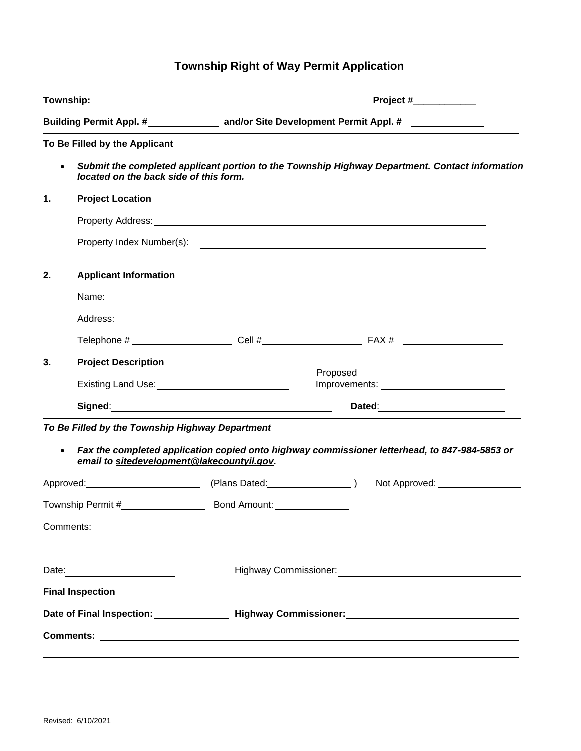# Township Right of Way Permit Application

**Township:** ____________________ **Project #**____________

**Building Permit Appl. #**_____________ **and/or Site Development Permit Appl. #** _____________

---

**To Be Filled by the Applicant**

- ***Submit the completed applicant portion to the Township Highway Department. Contact information located on the back side of this form.***

**1. Project Location**

Property Address: ____________________________________________

Property Index Number(s): ____________________________________________

**2. Applicant Information**

Name: ____________________________________________

Address: ____________________________________________

Telephone # __________________ Cell #__________________ FAX # __________________

**3. Project Description**

Existing Land Use: ________________________ Proposed Improvements: ________________________

**Signed**: ________________________________________ **Dated**: ________________________

---

***To Be Filled by the Township Highway Department***

- ***Fax the completed application copied onto highway commissioner letterhead, to 847-984-5853 or email to sitedevelopment@lakecountyil.gov.***

Approved: ____________________ (Plans Dated: ______________ ) Not Approved: ______________

Township Permit #_______________ Bond Amount: _____________

Comments: ____________________________________________

____________________________________________

Date: ____________________ Highway Commissioner: ________________________________

**Final Inspection**

**Date of Final Inspection:** ______________ **Highway Commissioner:** ________________________________

**Comments:** ____________________________________________

____________________________________________

____________________________________________

Revised: 6/10/2021